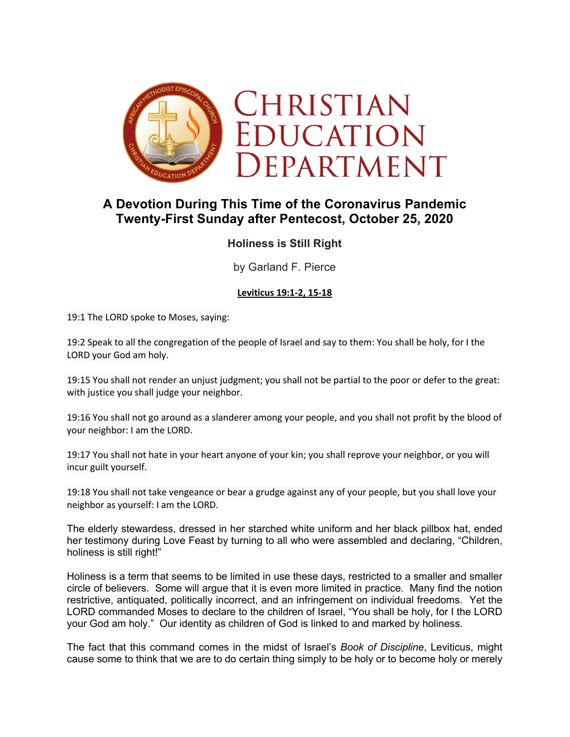# Christian Education Department

## A Devotion During This Time of the Coronavirus Pandemic
## Twenty-First Sunday after Pentecost, October 25, 2020

### Holiness is Still Right

by Garland F. Pierce

**Leviticus 19:1-2, 15-18**

19:1 The LORD spoke to Moses, saying:

19:2 Speak to all the congregation of the people of Israel and say to them: You shall be holy, for I the LORD your God am holy.

19:15 You shall not render an unjust judgment; you shall not be partial to the poor or defer to the great: with justice you shall judge your neighbor.

19:16 You shall not go around as a slanderer among your people, and you shall not profit by the blood of your neighbor: I am the LORD.

19:17 You shall not hate in your heart anyone of your kin; you shall reprove your neighbor, or you will incur guilt yourself.

19:18 You shall not take vengeance or bear a grudge against any of your people, but you shall love your neighbor as yourself: I am the LORD.

The elderly stewardess, dressed in her starched white uniform and her black pillbox hat, ended her testimony during Love Feast by turning to all who were assembled and declaring, "Children, holiness is still right!"

Holiness is a term that seems to be limited in use these days, restricted to a smaller and smaller circle of believers. Some will argue that it is even more limited in practice. Many find the notion restrictive, antiquated, politically incorrect, and an infringement on individual freedoms. Yet the LORD commanded Moses to declare to the children of Israel, "You shall be holy, for I the LORD your God am holy." Our identity as children of God is linked to and marked by holiness.

The fact that this command comes in the midst of Israel's *Book of Discipline*, Leviticus, might cause some to think that we are to do certain thing simply to be holy or to become holy or merely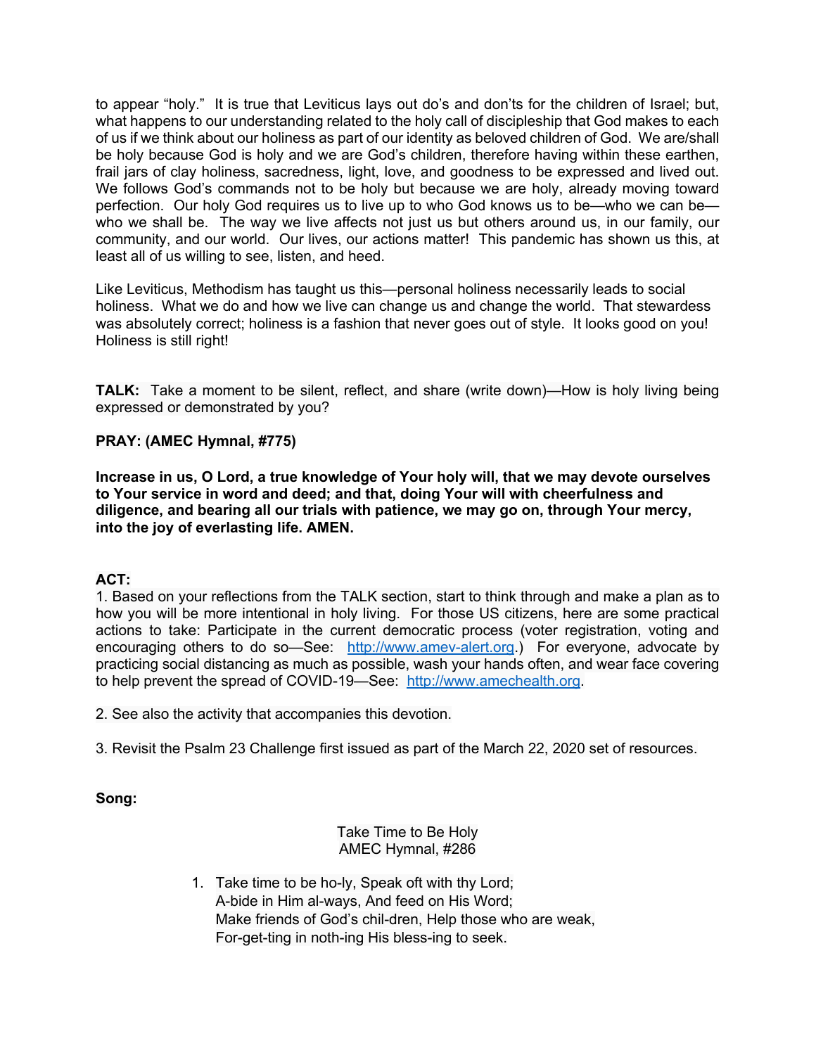to appear "holy." It is true that Leviticus lays out do's and don'ts for the children of Israel; but, what happens to our understanding related to the holy call of discipleship that God makes to each of us if we think about our holiness as part of our identity as beloved children of God. We are/shall be holy because God is holy and we are God's children, therefore having within these earthen, frail jars of clay holiness, sacredness, light, love, and goodness to be expressed and lived out. We follows God's commands not to be holy but because we are holy, already moving toward perfection. Our holy God requires us to live up to who God knows us to be—who we can be—who we shall be. The way we live affects not just us but others around us, in our family, our community, and our world. Our lives, our actions matter! This pandemic has shown us this, at least all of us willing to see, listen, and heed.

Like Leviticus, Methodism has taught us this—personal holiness necessarily leads to social holiness. What we do and how we live can change us and change the world. That stewardess was absolutely correct; holiness is a fashion that never goes out of style. It looks good on you! Holiness is still right!

**TALK:** Take a moment to be silent, reflect, and share (write down)—How is holy living being expressed or demonstrated by you?

**PRAY: (AMEC Hymnal, #775)**

**Increase in us, O Lord, a true knowledge of Your holy will, that we may devote ourselves to Your service in word and deed; and that, doing Your will with cheerfulness and diligence, and bearing all our trials with patience, we may go on, through Your mercy, into the joy of everlasting life. AMEN.**

**ACT:**

1. Based on your reflections from the TALK section, start to think through and make a plan as to how you will be more intentional in holy living. For those US citizens, here are some practical actions to take: Participate in the current democratic process (voter registration, voting and encouraging others to do so—See: [http://www.amev-alert.org](http://www.amev-alert.org).) For everyone, advocate by practicing social distancing as much as possible, wash your hands often, and wear face covering to help prevent the spread of COVID-19—See: [http://www.amechealth.org](http://www.amechealth.org).

2. See also the activity that accompanies this devotion.

3. Revisit the Psalm 23 Challenge first issued as part of the March 22, 2020 set of resources.

**Song:**

Take Time to Be Holy
AMEC Hymnal, #286

1. Take time to be ho-ly, Speak oft with thy Lord;
   A-bide in Him al-ways, And feed on His Word;
   Make friends of God's chil-dren, Help those who are weak,
   For-get-ting in noth-ing His bless-ing to seek.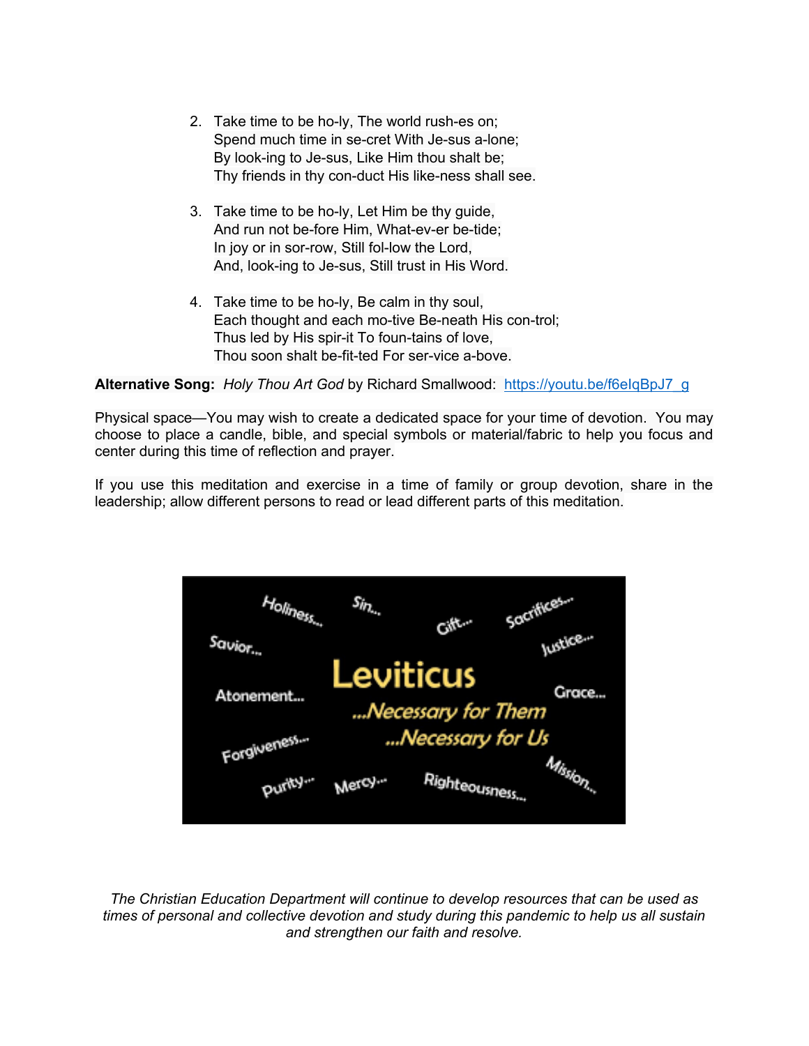2. Take time to be ho-ly, The world rush-es on;
   Spend much time in se-cret With Je-sus a-lone;
   By look-ing to Je-sus, Like Him thou shalt be;
   Thy friends in thy con-duct His like-ness shall see.

3. Take time to be ho-ly, Let Him be thy guide,
   And run not be-fore Him, What-ev-er be-tide;
   In joy or in sor-row, Still fol-low the Lord,
   And, look-ing to Je-sus, Still trust in His Word.

4. Take time to be ho-ly, Be calm in thy soul,
   Each thought and each mo-tive Be-neath His con-trol;
   Thus led by His spir-it To foun-tains of love,
   Thou soon shalt be-fit-ted For ser-vice a-bove.

**Alternative Song:** *Holy Thou Art God* by Richard Smallwood: https://youtu.be/f6eIqBpJ7_g

Physical space—You may wish to create a dedicated space for your time of devotion. You may choose to place a candle, bible, and special symbols or material/fabric to help you focus and center during this time of reflection and prayer.

If you use this meditation and exercise in a time of family or group devotion, share in the leadership; allow different persons to read or lead different parts of this meditation.

*The Christian Education Department will continue to develop resources that can be used as times of personal and collective devotion and study during this pandemic to help us all sustain and strengthen our faith and resolve.*